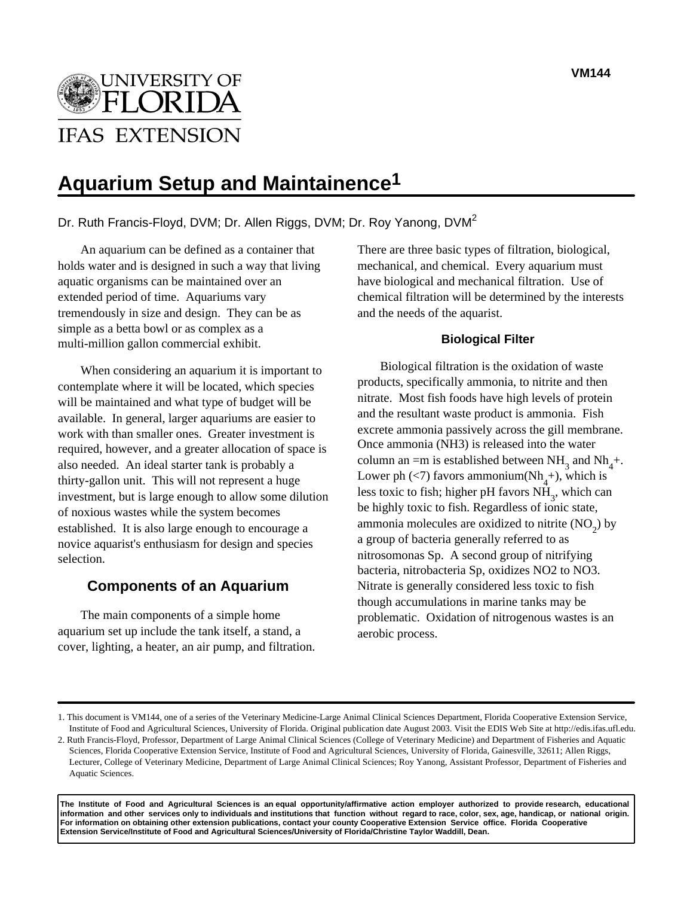VM144

UNIVERSITY OF FLORIDA

IFAS EXTENSION

# Aquarium Setup and Maintainence[1]

Dr. Ruth Francis-Floyd, DVM; Dr. Allen Riggs, DVM; Dr. Roy Yanong, DVM[2]

An aquarium can be defined as a container that holds water and is designed in such a way that living aquatic organisms can be maintained over an extended period of time. Aquariums vary tremendously in size and design. They can be as simple as a betta bowl or as complex as a multi-million gallon commercial exhibit.

When considering an aquarium it is important to contemplate where it will be located, which species will be maintained and what type of budget will be available. In general, larger aquariums are easier to work with than smaller ones. Greater investment is required, however, and a greater allocation of space is also needed. An ideal starter tank is probably a thirty-gallon unit. This will not represent a huge investment, but is large enough to allow some dilution of noxious wastes while the system becomes established. It is also large enough to encourage a novice aquarist's enthusiasm for design and species selection.

## Components of an Aquarium

The main components of a simple home aquarium set up include the tank itself, a stand, a cover, lighting, a heater, an air pump, and filtration. There are three basic types of filtration, biological, mechanical, and chemical. Every aquarium must have biological and mechanical filtration. Use of chemical filtration will be determined by the interests and the needs of the aquarist.

### Biological Filter

Biological filtration is the oxidation of waste products, specifically ammonia, to nitrite and then nitrate. Most fish foods have high levels of protein and the resultant waste product is ammonia. Fish excrete ammonia passively across the gill membrane. Once ammonia (NH3) is released into the water column an =m is established between $NH_3$ and $Nh_4+$. Lower ph (<7) favors ammonium($Nh_4+$), which is less toxic to fish; higher pH favors $NH_3$, which can be highly toxic to fish. Regardless of ionic state, ammonia molecules are oxidized to nitrite ($NO_2$) by a group of bacteria generally referred to as nitrosomonas Sp. A second group of nitrifying bacteria, nitrobacteria Sp, oxidizes NO2 to NO3. Nitrate is generally considered less toxic to fish though accumulations in marine tanks may be problematic. Oxidation of nitrogenous wastes is an aerobic process.

---

1. This document is VM144, one of a series of the Veterinary Medicine-Large Animal Clinical Sciences Department, Florida Cooperative Extension Service, Institute of Food and Agricultural Sciences, University of Florida. Original publication date August 2003. Visit the EDIS Web Site at http://edis.ifas.ufl.edu.
2. Ruth Francis-Floyd, Professor, Department of Large Animal Clinical Sciences (College of Veterinary Medicine) and Department of Fisheries and Aquatic Sciences, Florida Cooperative Extension Service, Institute of Food and Agricultural Sciences, University of Florida, Gainesville, 32611; Allen Riggs, Lecturer, College of Veterinary Medicine, Department of Large Animal Clinical Sciences; Roy Yanong, Assistant Professor, Department of Fisheries and Aquatic Sciences.

**The Institute of Food and Agricultural Sciences is an equal opportunity/affirmative action employer authorized to provide research, educational information and other services only to individuals and institutions that function without regard to race, color, sex, age, handicap, or national origin. For information on obtaining other extension publications, contact your county Cooperative Extension Service office. Florida Cooperative Extension Service/Institute of Food and Agricultural Sciences/University of Florida/Christine Taylor Waddill, Dean.**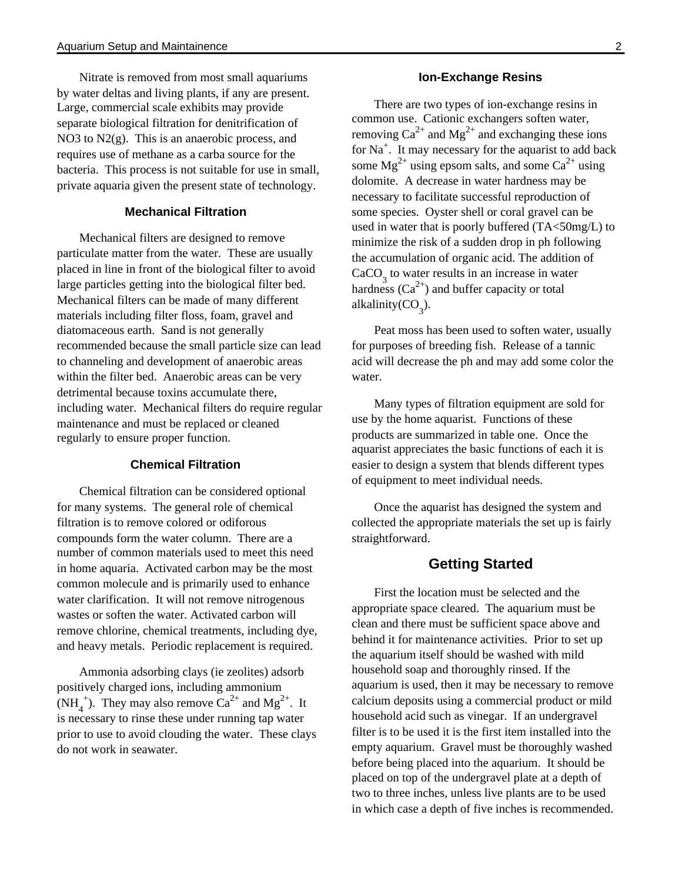Nitrate is removed from most small aquariums by water deltas and living plants, if any are present. Large, commercial scale exhibits may provide separate biological filtration for denitrification of NO3 to N2(g). This is an anaerobic process, and requires use of methane as a carba source for the bacteria. This process is not suitable for use in small, private aquaria given the present state of technology.

### Mechanical Filtration

Mechanical filters are designed to remove particulate matter from the water. These are usually placed in line in front of the biological filter to avoid large particles getting into the biological filter bed. Mechanical filters can be made of many different materials including filter floss, foam, gravel and diatomaceous earth. Sand is not generally recommended because the small particle size can lead to channeling and development of anaerobic areas within the filter bed. Anaerobic areas can be very detrimental because toxins accumulate there, including water. Mechanical filters do require regular maintenance and must be replaced or cleaned regularly to ensure proper function.

### Chemical Filtration

Chemical filtration can be considered optional for many systems. The general role of chemical filtration is to remove colored or odiforous compounds form the water column. There are a number of common materials used to meet this need in home aquaria. Activated carbon may be the most common molecule and is primarily used to enhance water clarification. It will not remove nitrogenous wastes or soften the water. Activated carbon will remove chlorine, chemical treatments, including dye, and heavy metals. Periodic replacement is required.

Ammonia adsorbing clays (ie zeolites) adsorb positively charged ions, including ammonium ($NH_4^+$). They may also remove $Ca^{2+}$ and $Mg^{2+}$. It is necessary to rinse these under running tap water prior to use to avoid clouding the water. These clays do not work in seawater.

### Ion-Exchange Resins

There are two types of ion-exchange resins in common use. Cationic exchangers soften water, removing $Ca^{2+}$ and $Mg^{2+}$ and exchanging these ions for $Na^+$. It may necessary for the aquarist to add back some $Mg^{2+}$ using epsom salts, and some $Ca^{2+}$ using dolomite. A decrease in water hardness may be necessary to facilitate successful reproduction of some species. Oyster shell or coral gravel can be used in water that is poorly buffered (TA<50mg/L) to minimize the risk of a sudden drop in ph following the accumulation of organic acid. The addition of $CaCO_3$ to water results in an increase in water hardness ($Ca^{2+}$) and buffer capacity or total alkalinity($CO_3$).

Peat moss has been used to soften water, usually for purposes of breeding fish. Release of a tannic acid will decrease the ph and may add some color the water.

Many types of filtration equipment are sold for use by the home aquarist. Functions of these products are summarized in table one. Once the aquarist appreciates the basic functions of each it is easier to design a system that blends different types of equipment to meet individual needs.

Once the aquarist has designed the system and collected the appropriate materials the set up is fairly straightforward.

## Getting Started

First the location must be selected and the appropriate space cleared. The aquarium must be clean and there must be sufficient space above and behind it for maintenance activities. Prior to set up the aquarium itself should be washed with mild household soap and thoroughly rinsed. If the aquarium is used, then it may be necessary to remove calcium deposits using a commercial product or mild household acid such as vinegar. If an undergravel filter is to be used it is the first item installed into the empty aquarium. Gravel must be thoroughly washed before being placed into the aquarium. It should be placed on top of the undergravel plate at a depth of two to three inches, unless live plants are to be used in which case a depth of five inches is recommended.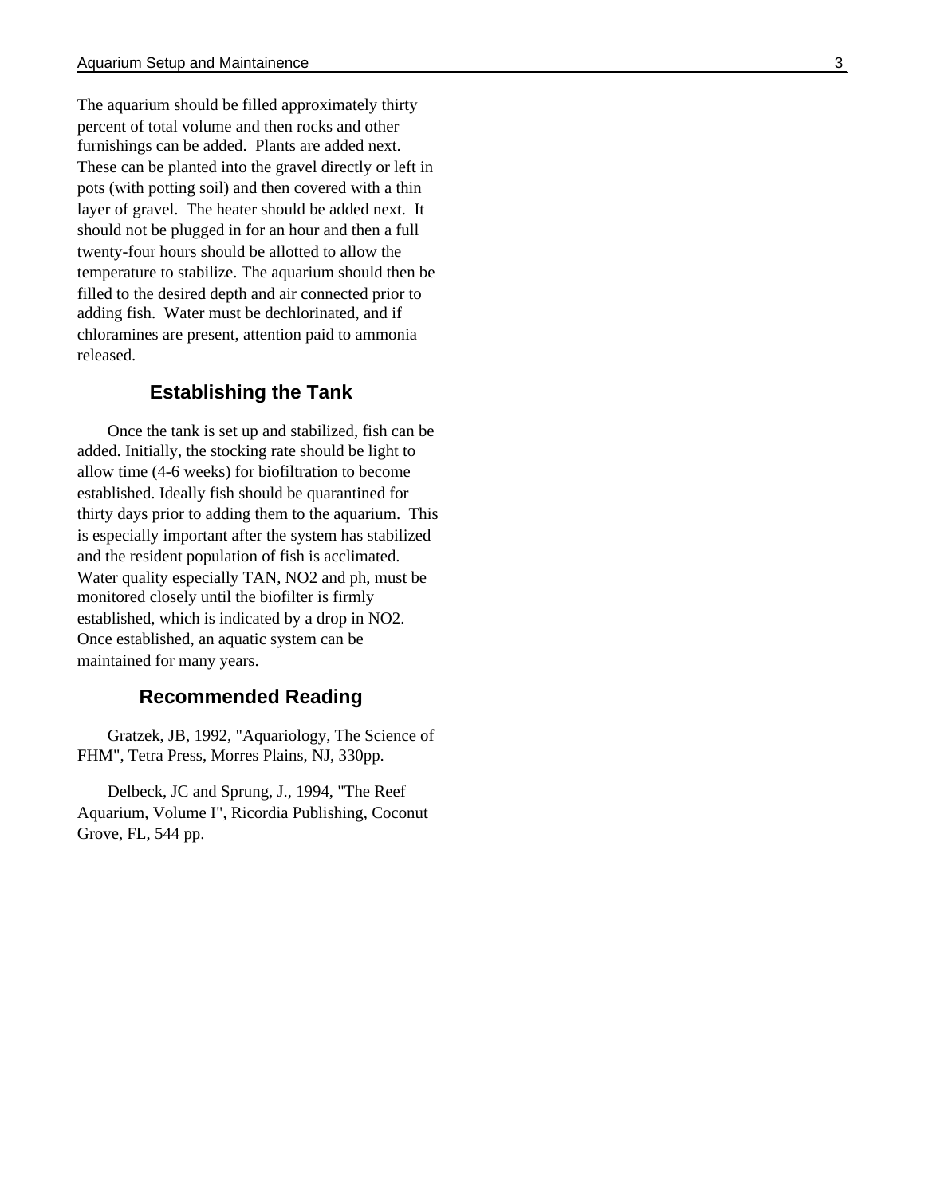The aquarium should be filled approximately thirty percent of total volume and then rocks and other furnishings can be added.  Plants are added next. These can be planted into the gravel directly or left in pots (with potting soil) and then covered with a thin layer of gravel.  The heater should be added next.  It should not be plugged in for an hour and then a full twenty-four hours should be allotted to allow the temperature to stabilize. The aquarium should then be filled to the desired depth and air connected prior to adding fish.  Water must be dechlorinated, and if chloramines are present, attention paid to ammonia released.

## Establishing the Tank

Once the tank is set up and stabilized, fish can be added. Initially, the stocking rate should be light to allow time (4-6 weeks) for biofiltration to become established. Ideally fish should be quarantined for thirty days prior to adding them to the aquarium.  This is especially important after the system has stabilized and the resident population of fish is acclimated. Water quality especially TAN, $NO_2$ and ph, must be monitored closely until the biofilter is firmly established, which is indicated by a drop in $NO_2$. Once established, an aquatic system can be maintained for many years.

## Recommended Reading

Gratzek, JB, 1992, "Aquariology, The Science of FHM", Tetra Press, Morres Plains, NJ, 330pp.

Delbeck, JC and Sprung, J., 1994, "The Reef Aquarium, Volume I", Ricordia Publishing, Coconut Grove, FL, 544 pp.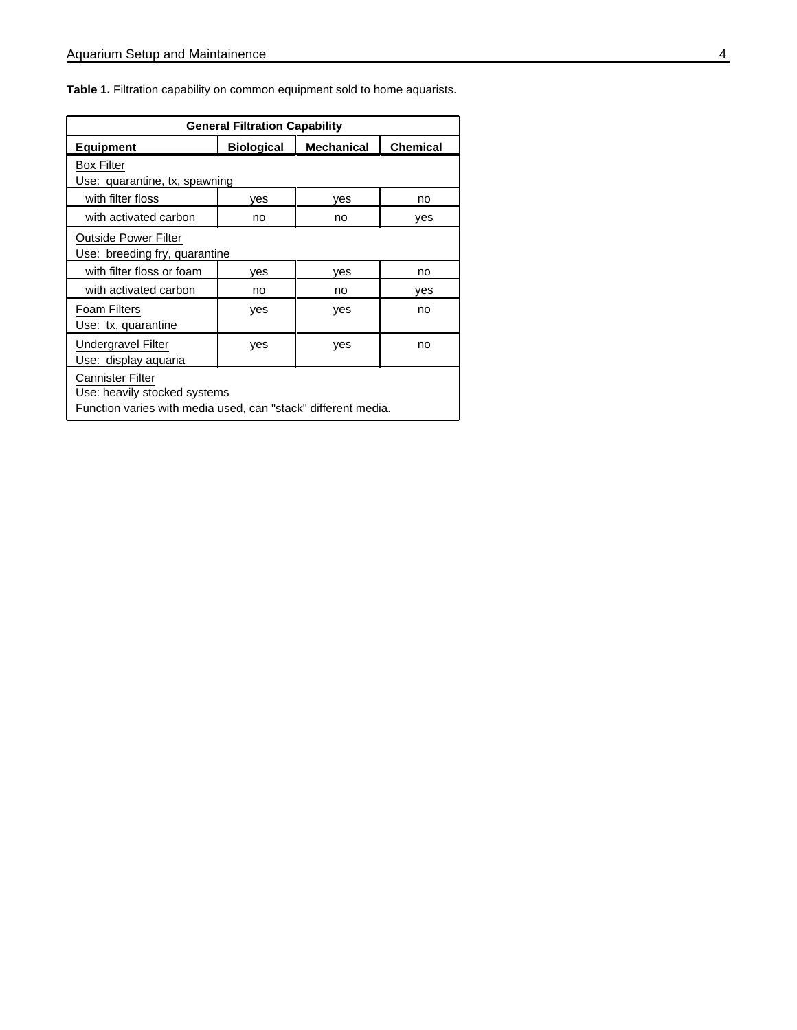**Table 1.** Filtration capability on common equipment sold to home aquarists.

| General Filtration Capability | | | |
|---|---|---|---|
| **Equipment** | **Biological** | **Mechanical** | **Chemical** |
| Box Filter<br>Use: quarantine, tx, spawning | | | |
| with filter floss | yes | yes | no |
| with activated carbon | no | no | yes |
| Outside Power Filter<br>Use: breeding fry, quarantine | | | |
| with filter floss or foam | yes | yes | no |
| with activated carbon | no | no | yes |
| Foam Filters<br>Use: tx, quarantine | yes | yes | no |
| Undergravel Filter<br>Use: display aquaria | yes | yes | no |
| Cannister Filter<br>Use: heavily stocked systems<br>Function varies with media used, can "stack" different media. | | | |